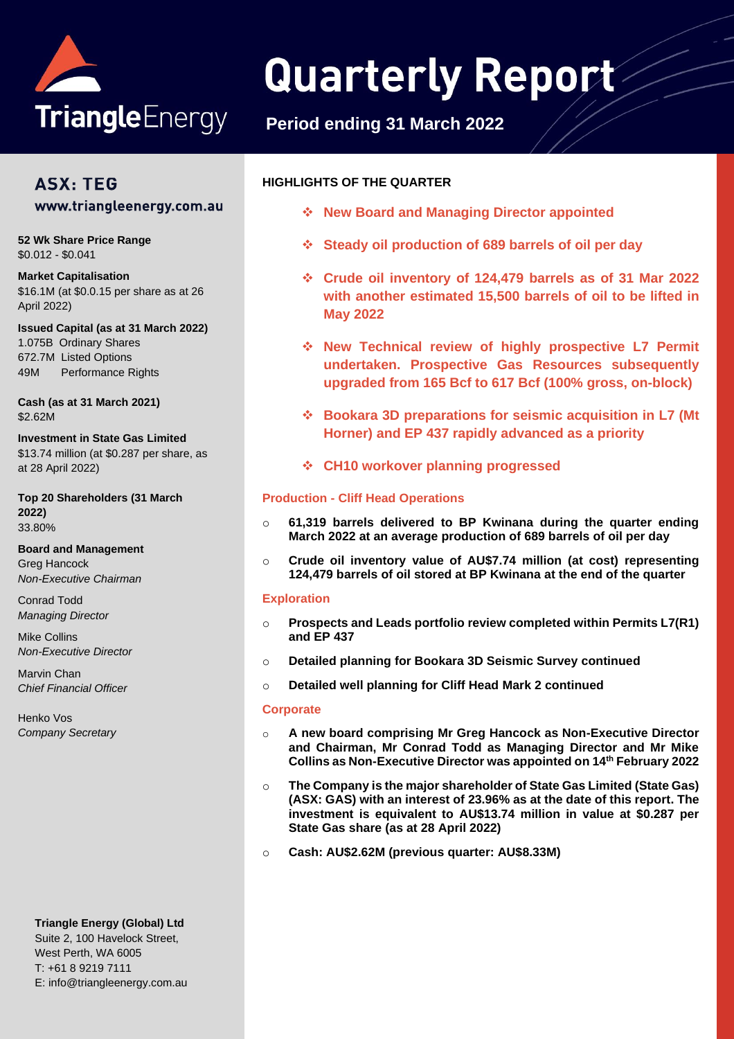# Quarterly Report

**Period ending 31 March 2022**

## ASX: TEG

www.triangleenergy.com.au

**52 Wk Share Price Range**
$0.012 - $0.041

**Market Capitalisation**
$16.1M (at $0.0.15 per share as at 26 April 2022)

**Issued Capital (as at 31 March 2022)**
1.075B Ordinary Shares
672.7M Listed Options
49M Performance Rights

**Cash (as at 31 March 2021)**
$2.62M

**Investment in State Gas Limited**
$13.74 million (at $0.287 per share, as at 28 April 2022)

**Top 20 Shareholders (31 March 2022)**
33.80%

**Board and Management**

Greg Hancock
*Non-Executive Chairman*

Conrad Todd
*Managing Director*

Mike Collins
*Non-Executive Director*

Marvin Chan
*Chief Financial Officer*

Henko Vos
*Company Secretary*

**Triangle Energy (Global) Ltd**
Suite 2, 100 Havelock Street,
West Perth, WA 6005
T: +61 8 9219 7111
E: info@triangleenergy.com.au

## HIGHLIGHTS OF THE QUARTER

- **New Board and Managing Director appointed**
- **Steady oil production of 689 barrels of oil per day**
- **Crude oil inventory of 124,479 barrels as of 31 Mar 2022 with another estimated 15,500 barrels of oil to be lifted in May 2022**
- **New Technical review of highly prospective L7 Permit undertaken. Prospective Gas Resources subsequently upgraded from 165 Bcf to 617 Bcf (100% gross, on-block)**
- **Bookara 3D preparations for seismic acquisition in L7 (Mt Horner) and EP 437 rapidly advanced as a priority**
- **CH10 workover planning progressed**

### Production - Cliff Head Operations

- **61,319 barrels delivered to BP Kwinana during the quarter ending March 2022 at an average production of 689 barrels of oil per day**
- **Crude oil inventory value of AU$7.74 million (at cost) representing 124,479 barrels of oil stored at BP Kwinana at the end of the quarter**

### Exploration

- **Prospects and Leads portfolio review completed within Permits L7(R1) and EP 437**
- **Detailed planning for Bookara 3D Seismic Survey continued**
- **Detailed well planning for Cliff Head Mark 2 continued**

### Corporate

- **A new board comprising Mr Greg Hancock as Non-Executive Director and Chairman, Mr Conrad Todd as Managing Director and Mr Mike Collins as Non-Executive Director was appointed on 14th February 2022**
- **The Company is the major shareholder of State Gas Limited (State Gas) (ASX: GAS) with an interest of 23.96% as at the date of this report. The investment is equivalent to AU$13.74 million in value at $0.287 per State Gas share (as at 28 April 2022)**
- **Cash: AU$2.62M (previous quarter: AU$8.33M)**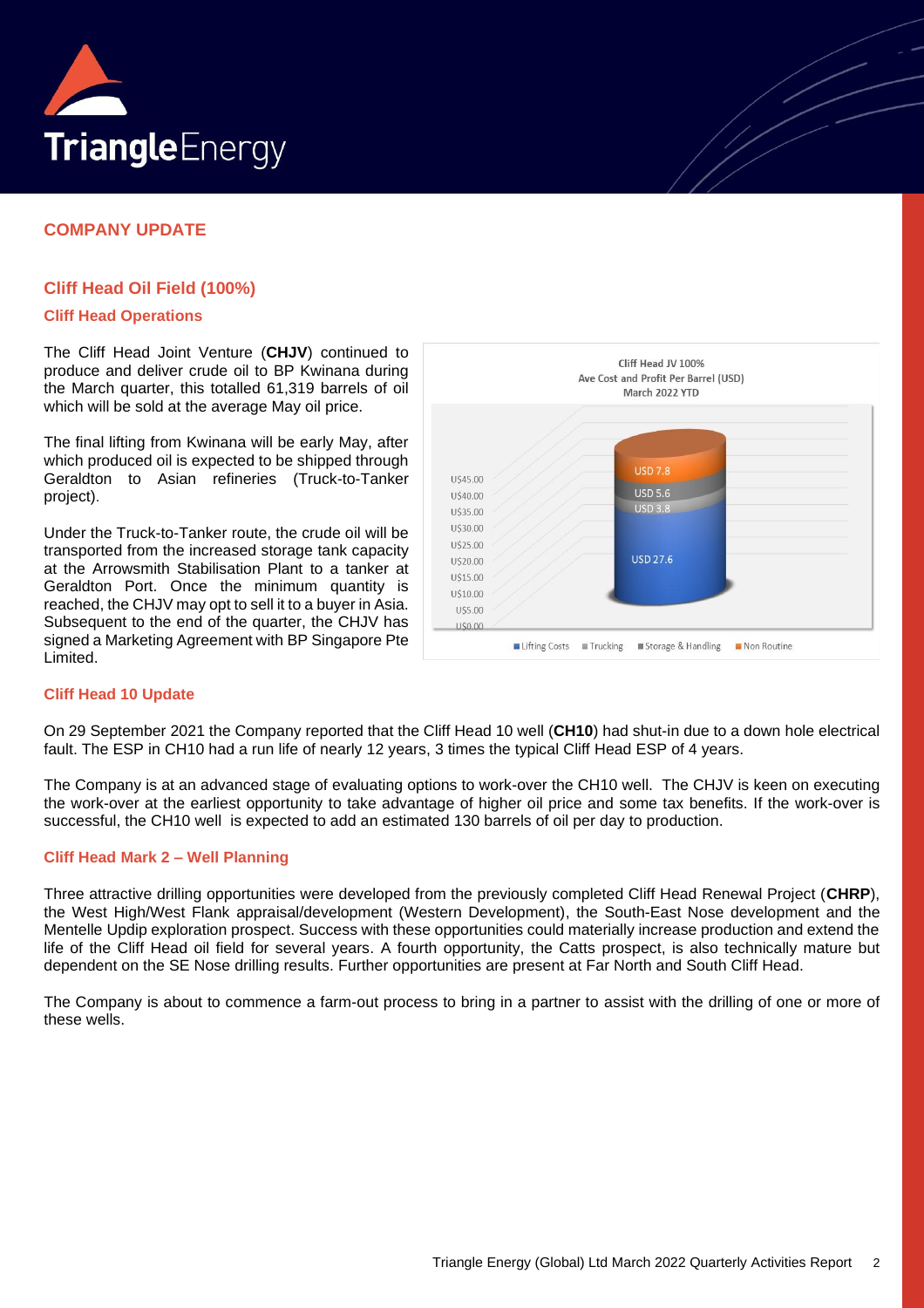## COMPANY UPDATE

### Cliff Head Oil Field (100%)

#### Cliff Head Operations

The Cliff Head Joint Venture (**CHJV**) continued to produce and deliver crude oil to BP Kwinana during the March quarter, this totalled 61,319 barrels of oil which will be sold at the average May oil price.

The final lifting from Kwinana will be early May, after which produced oil is expected to be shipped through Geraldton to Asian refineries (Truck-to-Tanker project).

Under the Truck-to-Tanker route, the crude oil will be transported from the increased storage tank capacity at the Arrowsmith Stabilisation Plant to a tanker at Geraldton Port. Once the minimum quantity is reached, the CHJV may opt to sell it to a buyer in Asia. Subsequent to the end of the quarter, the CHJV has signed a Marketing Agreement with BP Singapore Pte Limited.

Cliff Head JV 100%
Ave Cost and Profit Per Barrel (USD)
March 2022 YTD

| Component | USD |
|---|---|
| Lifting Costs | USD 27.6 |
| Trucking | USD 3.8 |
| Storage & Handling | USD 5.6 |
| Non Routine | USD 7.8 |

#### Cliff Head 10 Update

On 29 September 2021 the Company reported that the Cliff Head 10 well (**CH10**) had shut-in due to a down hole electrical fault. The ESP in CH10 had a run life of nearly 12 years, 3 times the typical Cliff Head ESP of 4 years.

The Company is at an advanced stage of evaluating options to work-over the CH10 well. The CHJV is keen on executing the work-over at the earliest opportunity to take advantage of higher oil price and some tax benefits. If the work-over is successful, the CH10 well is expected to add an estimated 130 barrels of oil per day to production.

#### Cliff Head Mark 2 – Well Planning

Three attractive drilling opportunities were developed from the previously completed Cliff Head Renewal Project (**CHRP**), the West High/West Flank appraisal/development (Western Development), the South-East Nose development and the Mentelle Updip exploration prospect. Success with these opportunities could materially increase production and extend the life of the Cliff Head oil field for several years. A fourth opportunity, the Catts prospect, is also technically mature but dependent on the SE Nose drilling results. Further opportunities are present at Far North and South Cliff Head.

The Company is about to commence a farm-out process to bring in a partner to assist with the drilling of one or more of these wells.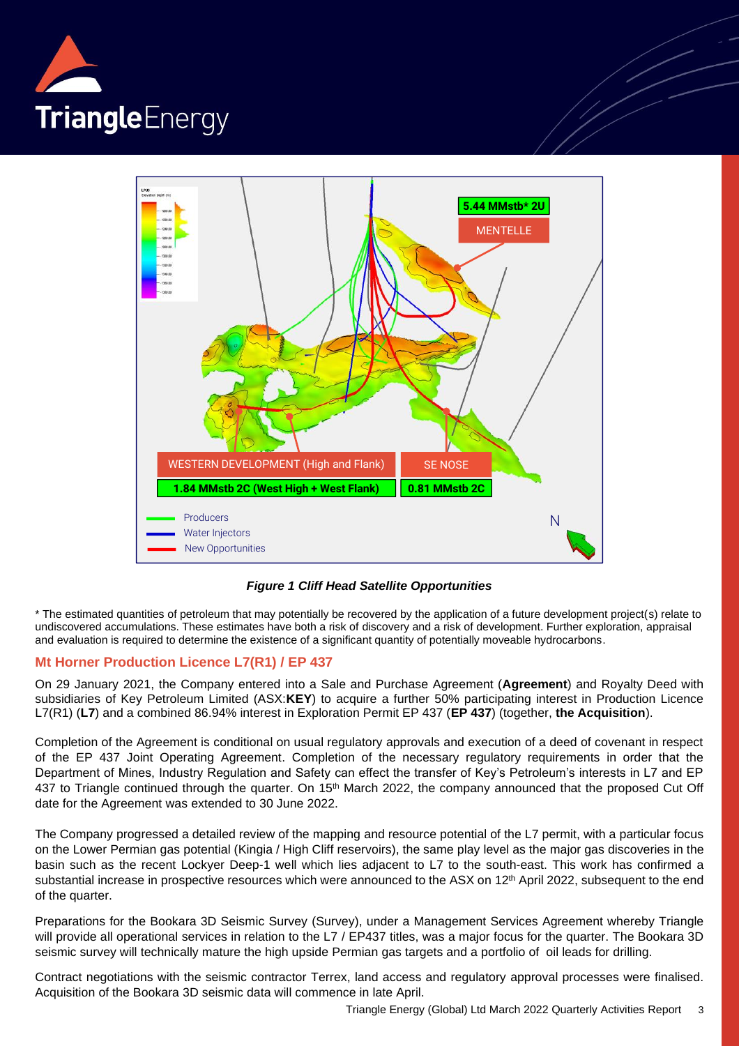**Figure 1 Cliff Head Satellite Opportunities**

\* The estimated quantities of petroleum that may potentially be recovered by the application of a future development project(s) relate to undiscovered accumulations. These estimates have both a risk of discovery and a risk of development. Further exploration, appraisal and evaluation is required to determine the existence of a significant quantity of potentially moveable hydrocarbons.

## Mt Horner Production Licence L7(R1) / EP 437

On 29 January 2021, the Company entered into a Sale and Purchase Agreement (**Agreement**) and Royalty Deed with subsidiaries of Key Petroleum Limited (ASX:**KEY**) to acquire a further 50% participating interest in Production Licence L7(R1) (**L7**) and a combined 86.94% interest in Exploration Permit EP 437 (**EP 437**) (together, **the Acquisition**).

Completion of the Agreement is conditional on usual regulatory approvals and execution of a deed of covenant in respect of the EP 437 Joint Operating Agreement. Completion of the necessary regulatory requirements in order that the Department of Mines, Industry Regulation and Safety can effect the transfer of Key's Petroleum's interests in L7 and EP 437 to Triangle continued through the quarter. On 15th March 2022, the company announced that the proposed Cut Off date for the Agreement was extended to 30 June 2022.

The Company progressed a detailed review of the mapping and resource potential of the L7 permit, with a particular focus on the Lower Permian gas potential (Kingia / High Cliff reservoirs), the same play level as the major gas discoveries in the basin such as the recent Lockyer Deep-1 well which lies adjacent to L7 to the south-east. This work has confirmed a substantial increase in prospective resources which were announced to the ASX on 12th April 2022, subsequent to the end of the quarter.

Preparations for the Bookara 3D Seismic Survey (Survey), under a Management Services Agreement whereby Triangle will provide all operational services in relation to the L7 / EP437 titles, was a major focus for the quarter. The Bookara 3D seismic survey will technically mature the high upside Permian gas targets and a portfolio of oil leads for drilling.

Contract negotiations with the seismic contractor Terrex, land access and regulatory approval processes were finalised. Acquisition of the Bookara 3D seismic data will commence in late April.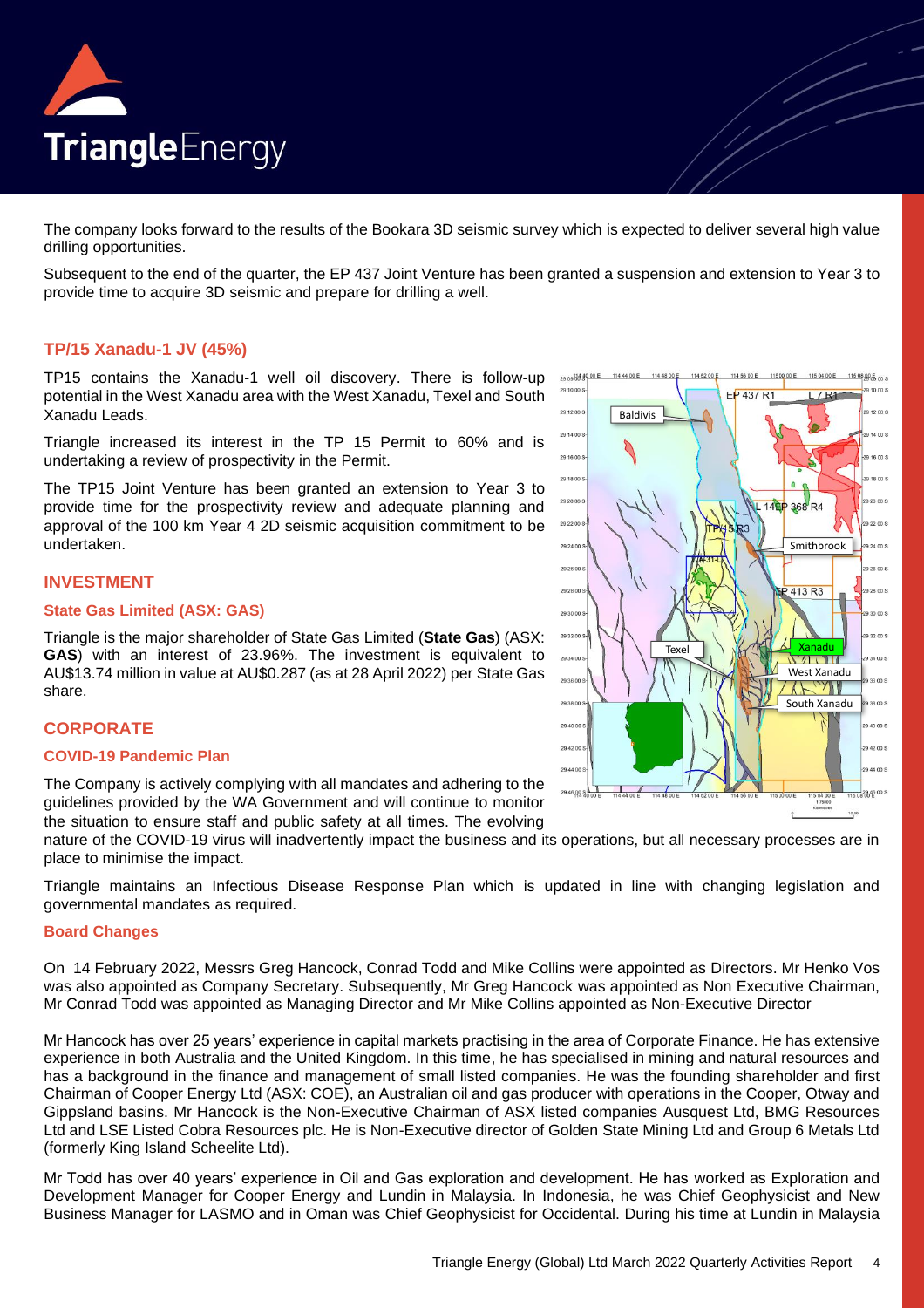The company looks forward to the results of the Bookara 3D seismic survey which is expected to deliver several high value drilling opportunities.

Subsequent to the end of the quarter, the EP 437 Joint Venture has been granted a suspension and extension to Year 3 to provide time to acquire 3D seismic and prepare for drilling a well.

## TP/15 Xanadu-1 JV (45%)

TP15 contains the Xanadu-1 well oil discovery. There is follow-up potential in the West Xanadu area with the West Xanadu, Texel and South Xanadu Leads.

Triangle increased its interest in the TP 15 Permit to 60% and is undertaking a review of prospectivity in the Permit.

The TP15 Joint Venture has been granted an extension to Year 3 to provide time for the prospectivity review and adequate planning and approval of the 100 km Year 4 2D seismic acquisition commitment to be undertaken.

## INVESTMENT

### State Gas Limited (ASX: GAS)

Triangle is the major shareholder of State Gas Limited (**State Gas**) (ASX: **GAS**) with an interest of 23.96%. The investment is equivalent to AU$13.74 million in value at AU$0.287 (as at 28 April 2022) per State Gas share.

## CORPORATE

### COVID-19 Pandemic Plan

The Company is actively complying with all mandates and adhering to the guidelines provided by the WA Government and will continue to monitor the situation to ensure staff and public safety at all times. The evolving nature of the COVID-19 virus will inadvertently impact the business and its operations, but all necessary processes are in place to minimise the impact.

Triangle maintains an Infectious Disease Response Plan which is updated in line with changing legislation and governmental mandates as required.

### Board Changes

On 14 February 2022, Messrs Greg Hancock, Conrad Todd and Mike Collins were appointed as Directors. Mr Henko Vos was also appointed as Company Secretary. Subsequently, Mr Greg Hancock was appointed as Non Executive Chairman, Mr Conrad Todd was appointed as Managing Director and Mr Mike Collins appointed as Non-Executive Director

Mr Hancock has over 25 years' experience in capital markets practising in the area of Corporate Finance. He has extensive experience in both Australia and the United Kingdom. In this time, he has specialised in mining and natural resources and has a background in the finance and management of small listed companies. He was the founding shareholder and first Chairman of Cooper Energy Ltd (ASX: COE), an Australian oil and gas producer with operations in the Cooper, Otway and Gippsland basins. Mr Hancock is the Non-Executive Chairman of ASX listed companies Ausquest Ltd, BMG Resources Ltd and LSE Listed Cobra Resources plc. He is Non-Executive director of Golden State Mining Ltd and Group 6 Metals Ltd (formerly King Island Scheelite Ltd).

Mr Todd has over 40 years' experience in Oil and Gas exploration and development. He has worked as Exploration and Development Manager for Cooper Energy and Lundin in Malaysia. In Indonesia, he was Chief Geophysicist and New Business Manager for LASMO and in Oman was Chief Geophysicist for Occidental. During his time at Lundin in Malaysia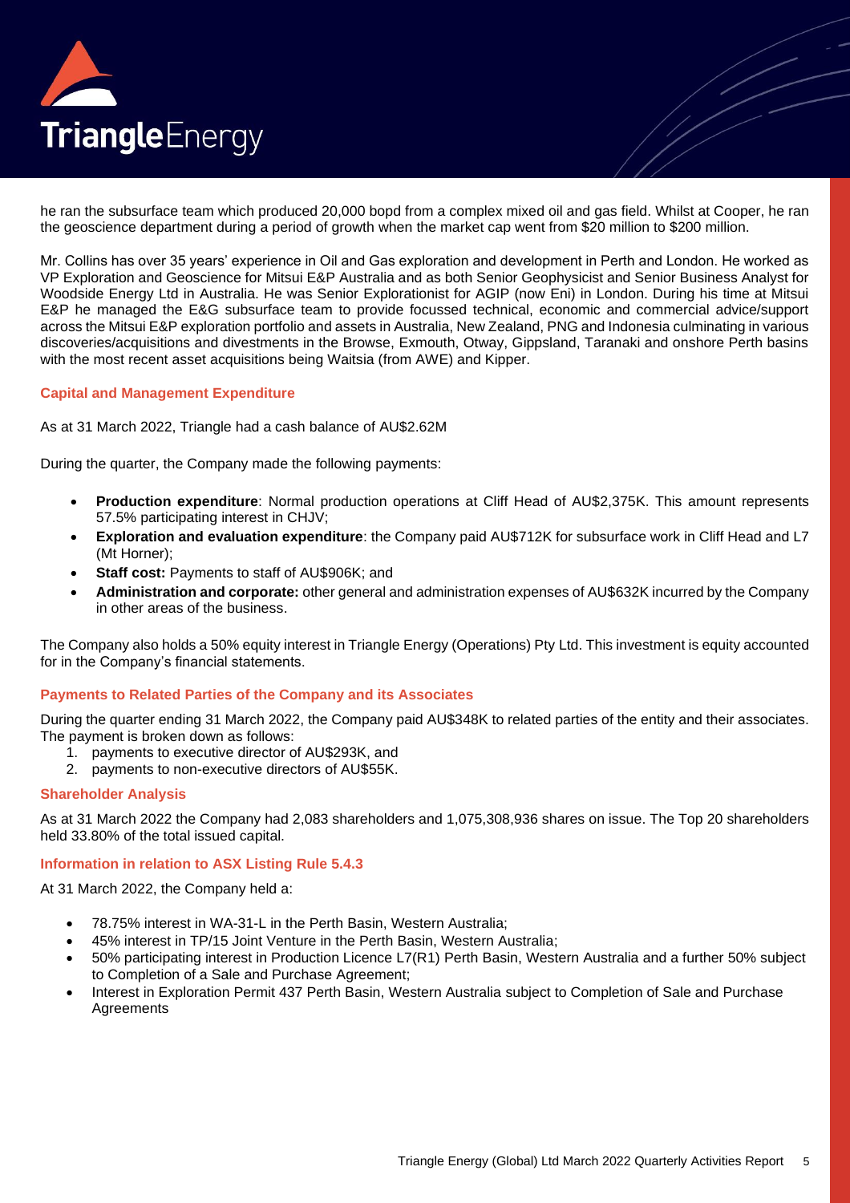he ran the subsurface team which produced 20,000 bopd from a complex mixed oil and gas field. Whilst at Cooper, he ran the geoscience department during a period of growth when the market cap went from $20 million to $200 million.

Mr. Collins has over 35 years' experience in Oil and Gas exploration and development in Perth and London. He worked as VP Exploration and Geoscience for Mitsui E&P Australia and as both Senior Geophysicist and Senior Business Analyst for Woodside Energy Ltd in Australia. He was Senior Explorationist for AGIP (now Eni) in London. During his time at Mitsui E&P he managed the E&G subsurface team to provide focussed technical, economic and commercial advice/support across the Mitsui E&P exploration portfolio and assets in Australia, New Zealand, PNG and Indonesia culminating in various discoveries/acquisitions and divestments in the Browse, Exmouth, Otway, Gippsland, Taranaki and onshore Perth basins with the most recent asset acquisitions being Waitsia (from AWE) and Kipper.

### Capital and Management Expenditure

As at 31 March 2022, Triangle had a cash balance of AU$2.62M

During the quarter, the Company made the following payments:

- **Production expenditure**: Normal production operations at Cliff Head of AU$2,375K. This amount represents 57.5% participating interest in CHJV;
- **Exploration and evaluation expenditure**: the Company paid AU$712K for subsurface work in Cliff Head and L7 (Mt Horner);
- **Staff cost:** Payments to staff of AU$906K; and
- **Administration and corporate:** other general and administration expenses of AU$632K incurred by the Company in other areas of the business.

The Company also holds a 50% equity interest in Triangle Energy (Operations) Pty Ltd. This investment is equity accounted for in the Company's financial statements.

### Payments to Related Parties of the Company and its Associates

During the quarter ending 31 March 2022, the Company paid AU$348K to related parties of the entity and their associates. The payment is broken down as follows:

1. payments to executive director of AU$293K, and
2. payments to non-executive directors of AU$55K.

### Shareholder Analysis

As at 31 March 2022 the Company had 2,083 shareholders and 1,075,308,936 shares on issue. The Top 20 shareholders held 33.80% of the total issued capital.

### Information in relation to ASX Listing Rule 5.4.3

At 31 March 2022, the Company held a:

- 78.75% interest in WA-31-L in the Perth Basin, Western Australia;
- 45% interest in TP/15 Joint Venture in the Perth Basin, Western Australia;
- 50% participating interest in Production Licence L7(R1) Perth Basin, Western Australia and a further 50% subject to Completion of a Sale and Purchase Agreement;
- Interest in Exploration Permit 437 Perth Basin, Western Australia subject to Completion of Sale and Purchase Agreements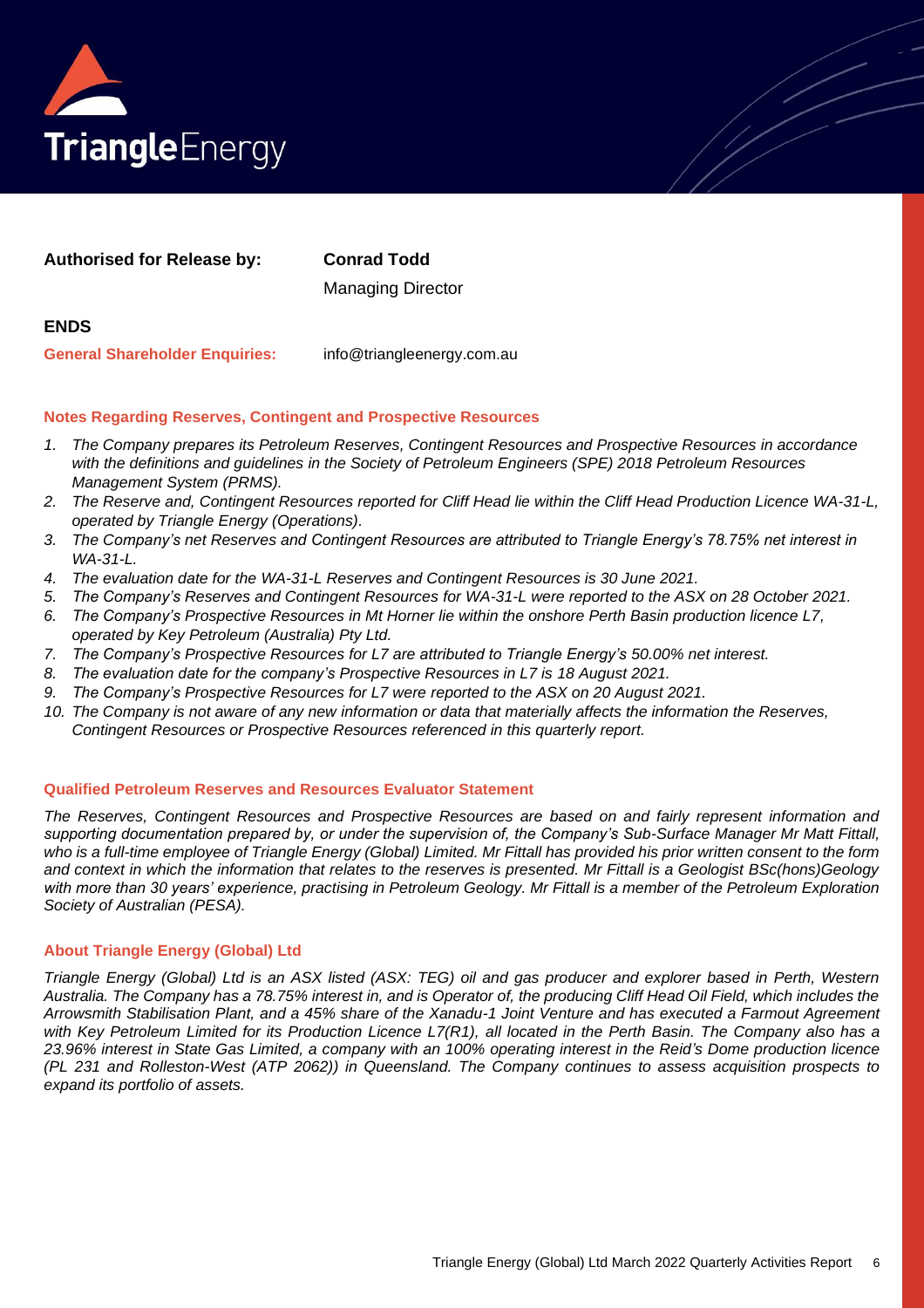**Authorised for Release by:** **Conrad Todd**

Managing Director

**ENDS**

**General Shareholder Enquiries:** info@triangleenergy.com.au

### Notes Regarding Reserves, Contingent and Prospective Resources

1. *The Company prepares its Petroleum Reserves, Contingent Resources and Prospective Resources in accordance with the definitions and guidelines in the Society of Petroleum Engineers (SPE) 2018 Petroleum Resources Management System (PRMS).*
2. *The Reserve and, Contingent Resources reported for Cliff Head lie within the Cliff Head Production Licence WA-31-L, operated by Triangle Energy (Operations).*
3. *The Company's net Reserves and Contingent Resources are attributed to Triangle Energy's 78.75% net interest in WA-31-L.*
4. *The evaluation date for the WA-31-L Reserves and Contingent Resources is 30 June 2021.*
5. *The Company's Reserves and Contingent Resources for WA-31-L were reported to the ASX on 28 October 2021.*
6. *The Company's Prospective Resources in Mt Horner lie within the onshore Perth Basin production licence L7, operated by Key Petroleum (Australia) Pty Ltd.*
7. *The Company's Prospective Resources for L7 are attributed to Triangle Energy's 50.00% net interest.*
8. *The evaluation date for the company's Prospective Resources in L7 is 18 August 2021.*
9. *The Company's Prospective Resources for L7 were reported to the ASX on 20 August 2021.*
10. *The Company is not aware of any new information or data that materially affects the information the Reserves, Contingent Resources or Prospective Resources referenced in this quarterly report.*

### Qualified Petroleum Reserves and Resources Evaluator Statement

*The Reserves, Contingent Resources and Prospective Resources are based on and fairly represent information and supporting documentation prepared by, or under the supervision of, the Company's Sub-Surface Manager Mr Matt Fittall, who is a full-time employee of Triangle Energy (Global) Limited. Mr Fittall has provided his prior written consent to the form and context in which the information that relates to the reserves is presented. Mr Fittall is a Geologist BSc(hons)Geology with more than 30 years' experience, practising in Petroleum Geology. Mr Fittall is a member of the Petroleum Exploration Society of Australian (PESA).*

### About Triangle Energy (Global) Ltd

*Triangle Energy (Global) Ltd is an ASX listed (ASX: TEG) oil and gas producer and explorer based in Perth, Western Australia. The Company has a 78.75% interest in, and is Operator of, the producing Cliff Head Oil Field, which includes the Arrowsmith Stabilisation Plant, and a 45% share of the Xanadu-1 Joint Venture and has executed a Farmout Agreement with Key Petroleum Limited for its Production Licence L7(R1), all located in the Perth Basin. The Company also has a 23.96% interest in State Gas Limited, a company with an 100% operating interest in the Reid's Dome production licence (PL 231 and Rolleston-West (ATP 2062)) in Queensland. The Company continues to assess acquisition prospects to expand its portfolio of assets.*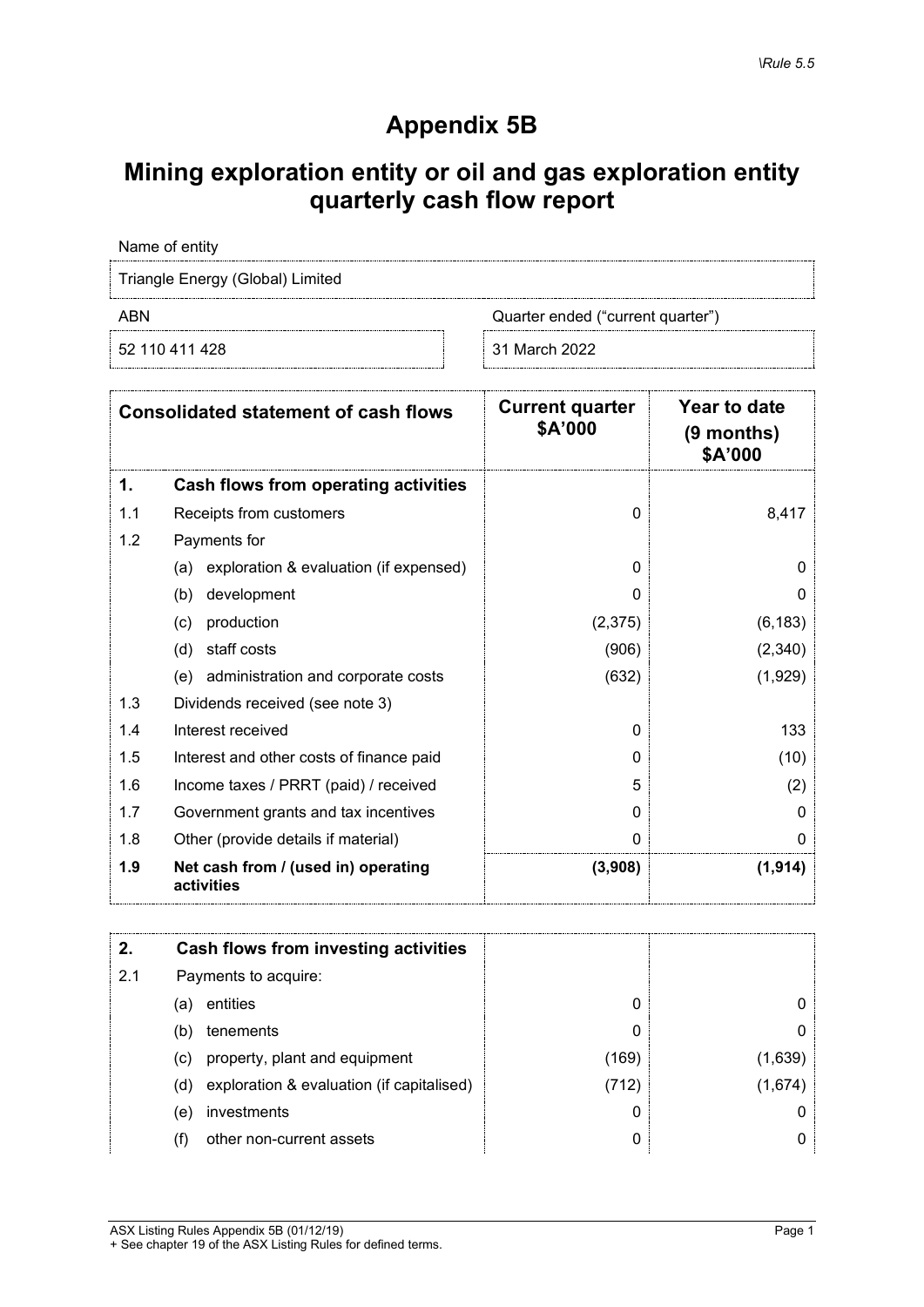*\Rule 5.5*

# Appendix 5B

## Mining exploration entity or oil and gas exploration entity quarterly cash flow report

| Name of entity | |
|---|---|
| Triangle Energy (Global) Limited | |
| **ABN** | **Quarter ended ("current quarter")** |
| 52 110 411 428 | 31 March 2022 |

| | Consolidated statement of cash flows | Current quarter $A'000 | Year to date (9 months) $A'000 |
|---|---|---|---|
| **1.** | **Cash flows from operating activities** | | |
| 1.1 | Receipts from customers | 0 | 8,417 |
| 1.2 | Payments for | | |
| | (a) exploration & evaluation (if expensed) | 0 | 0 |
| | (b) development | 0 | 0 |
| | (c) production | (2,375) | (6,183) |
| | (d) staff costs | (906) | (2,340) |
| | (e) administration and corporate costs | (632) | (1,929) |
| 1.3 | Dividends received (see note 3) | | |
| 1.4 | Interest received | 0 | 133 |
| 1.5 | Interest and other costs of finance paid | 0 | (10) |
| 1.6 | Income taxes / PRRT (paid) / received | 5 | (2) |
| 1.7 | Government grants and tax incentives | 0 | 0 |
| 1.8 | Other (provide details if material) | 0 | 0 |
| **1.9** | **Net cash from / (used in) operating activities** | **(3,908)** | **(1,914)** |

| | | | |
|---|---|---|---|
| **2.** | **Cash flows from investing activities** | | |
| 2.1 | Payments to acquire: | | |
| | (a) entities | 0 | 0 |
| | (b) tenements | 0 | 0 |
| | (c) property, plant and equipment | (169) | (1,639) |
| | (d) exploration & evaluation (if capitalised) | (712) | (1,674) |
| | (e) investments | 0 | 0 |
| | (f) other non-current assets | 0 | 0 |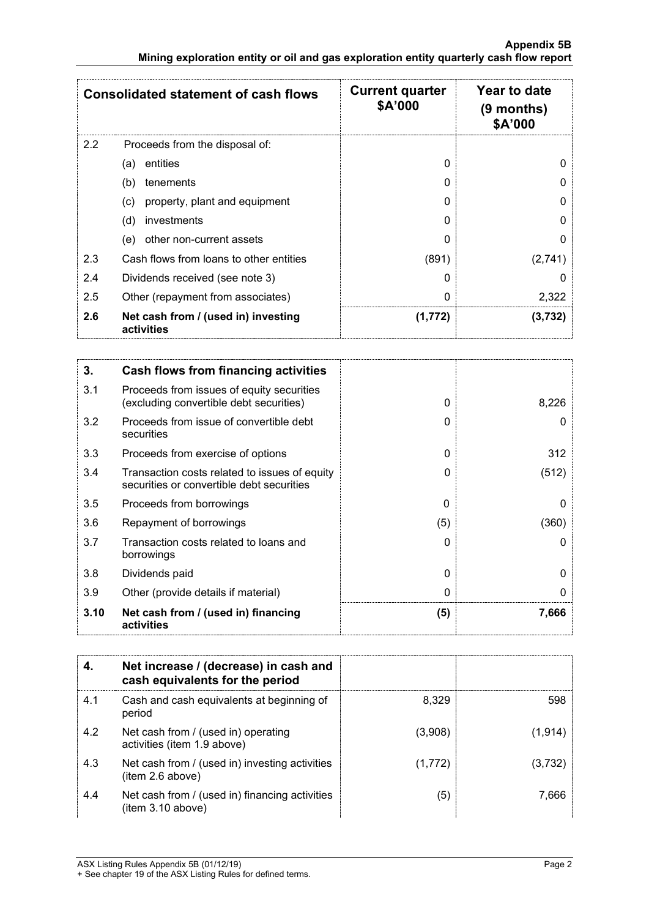| Consolidated statement of cash flows | | Current quarter $A'000 | Year to date (9 months) $A'000 |
|---|---|---|---|
| 2.2 | Proceeds from the disposal of: | | |
| | (a) entities | 0 | 0 |
| | (b) tenements | 0 | 0 |
| | (c) property, plant and equipment | 0 | 0 |
| | (d) investments | 0 | 0 |
| | (e) other non-current assets | 0 | 0 |
| 2.3 | Cash flows from loans to other entities | (891) | (2,741) |
| 2.4 | Dividends received (see note 3) | 0 | 0 |
| 2.5 | Other (repayment from associates) | 0 | 2,322 |
| **2.6** | **Net cash from / (used in) investing activities** | **(1,772)** | **(3,732)** |

| **3.** | **Cash flows from financing activities** | | |
|---|---|---|---|
| 3.1 | Proceeds from issues of equity securities (excluding convertible debt securities) | 0 | 8,226 |
| 3.2 | Proceeds from issue of convertible debt securities | 0 | 0 |
| 3.3 | Proceeds from exercise of options | 0 | 312 |
| 3.4 | Transaction costs related to issues of equity securities or convertible debt securities | 0 | (512) |
| 3.5 | Proceeds from borrowings | 0 | 0 |
| 3.6 | Repayment of borrowings | (5) | (360) |
| 3.7 | Transaction costs related to loans and borrowings | 0 | 0 |
| 3.8 | Dividends paid | 0 | 0 |
| 3.9 | Other (provide details if material) | 0 | 0 |
| **3.10** | **Net cash from / (used in) financing activities** | **(5)** | **7,666** |

| **4.** | **Net increase / (decrease) in cash and cash equivalents for the period** | | |
|---|---|---|---|
| 4.1 | Cash and cash equivalents at beginning of period | 8,329 | 598 |
| 4.2 | Net cash from / (used in) operating activities (item 1.9 above) | (3,908) | (1,914) |
| 4.3 | Net cash from / (used in) investing activities (item 2.6 above) | (1,772) | (3,732) |
| 4.4 | Net cash from / (used in) financing activities (item 3.10 above) | (5) | 7,666 |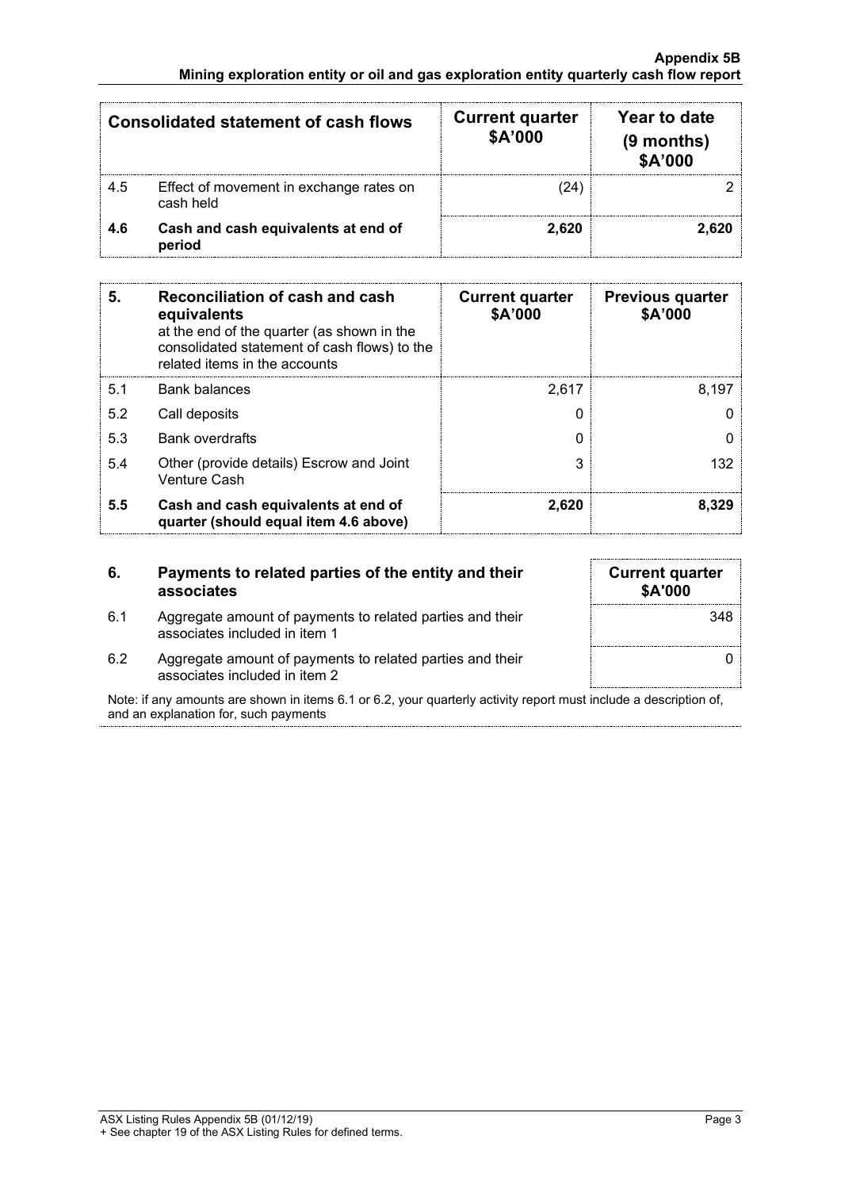| Consolidated statement of cash flows | | Current quarter $A'000 | Year to date (9 months) $A'000 |
|---|---|---|---|
| 4.5 | Effect of movement in exchange rates on cash held | (24) | 2 |
| **4.6** | **Cash and cash equivalents at end of period** | **2,620** | **2,620** |

| **5.** | **Reconciliation of cash and cash equivalents** at the end of the quarter (as shown in the consolidated statement of cash flows) to the related items in the accounts | **Current quarter $A'000** | **Previous quarter $A'000** |
|---|---|---|---|
| 5.1 | Bank balances | 2,617 | 8,197 |
| 5.2 | Call deposits | 0 | 0 |
| 5.3 | Bank overdrafts | 0 | 0 |
| 5.4 | Other (provide details) Escrow and Joint Venture Cash | 3 | 132 |
| **5.5** | **Cash and cash equivalents at end of quarter (should equal item 4.6 above)** | **2,620** | **8,329** |

| **6.** | **Payments to related parties of the entity and their associates** | **Current quarter $A'000** |
|---|---|---|
| 6.1 | Aggregate amount of payments to related parties and their associates included in item 1 | 348 |
| 6.2 | Aggregate amount of payments to related parties and their associates included in item 2 | 0 |

Note: if any amounts are shown in items 6.1 or 6.2, your quarterly activity report must include a description of, and an explanation for, such payments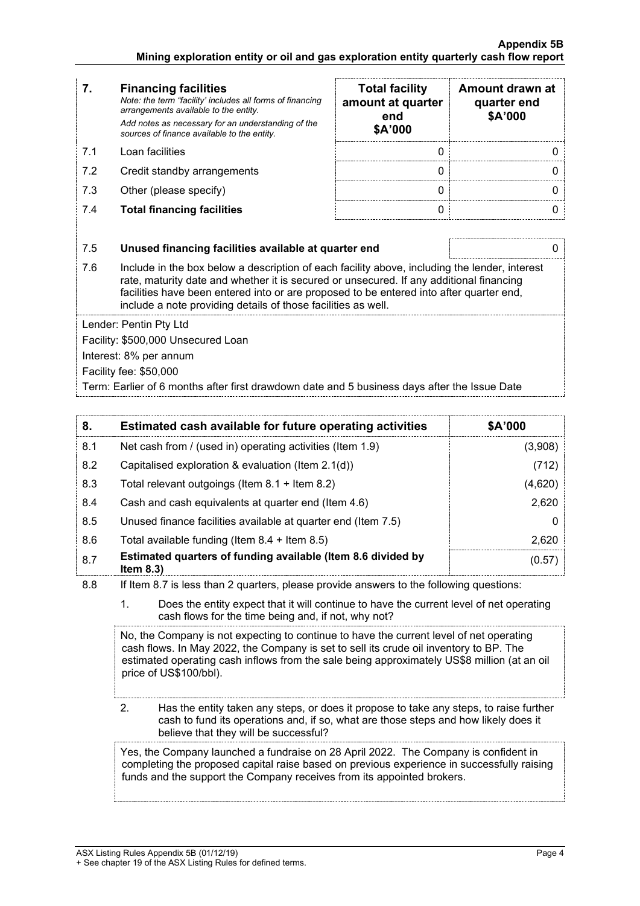| 7. | **Financing facilities** *Note: the term "facility' includes all forms of financing arrangements available to the entity.* *Add notes as necessary for an understanding of the sources of finance available to the entity.* | **Total facility amount at quarter end $A'000** | **Amount drawn at quarter end $A'000** |
|---|---|---|---|
| 7.1 | Loan facilities | 0 | 0 |
| 7.2 | Credit standby arrangements | 0 | 0 |
| 7.3 | Other (please specify) | 0 | 0 |
| 7.4 | **Total financing facilities** | 0 | 0 |

| | | |
|---|---|---|
| 7.5 | **Unused financing facilities available at quarter end** | 0 |

7.6 Include in the box below a description of each facility above, including the lender, interest rate, maturity date and whether it is secured or unsecured. If any additional financing facilities have been entered into or are proposed to be entered into after quarter end, include a note providing details of those facilities as well.

Lender: Pentin Pty Ltd
Facility: $500,000 Unsecured Loan
Interest: 8% per annum
Facility fee: $50,000
Term: Earlier of 6 months after first drawdown date and 5 business days after the Issue Date

| 8. | **Estimated cash available for future operating activities** | **$A'000** |
|---|---|---|
| 8.1 | Net cash from / (used in) operating activities (Item 1.9) | (3,908) |
| 8.2 | Capitalised exploration & evaluation (Item 2.1(d)) | (712) |
| 8.3 | Total relevant outgoings (Item 8.1 + Item 8.2) | (4,620) |
| 8.4 | Cash and cash equivalents at quarter end (Item 4.6) | 2,620 |
| 8.5 | Unused finance facilities available at quarter end (Item 7.5) | 0 |
| 8.6 | Total available funding (Item 8.4 + Item 8.5) | 2,620 |
| 8.7 | **Estimated quarters of funding available (Item 8.6 divided by Item 8.3)** | (0.57) |

8.8 If Item 8.7 is less than 2 quarters, please provide answers to the following questions:

1. Does the entity expect that it will continue to have the current level of net operating cash flows for the time being and, if not, why not?

No, the Company is not expecting to continue to have the current level of net operating cash flows. In May 2022, the Company is set to sell its crude oil inventory to BP. The estimated operating cash inflows from the sale being approximately US$8 million (at an oil price of US$100/bbl).

2. Has the entity taken any steps, or does it propose to take any steps, to raise further cash to fund its operations and, if so, what are those steps and how likely does it believe that they will be successful?

Yes, the Company launched a fundraise on 28 April 2022. The Company is confident in completing the proposed capital raise based on previous experience in successfully raising funds and the support the Company receives from its appointed brokers.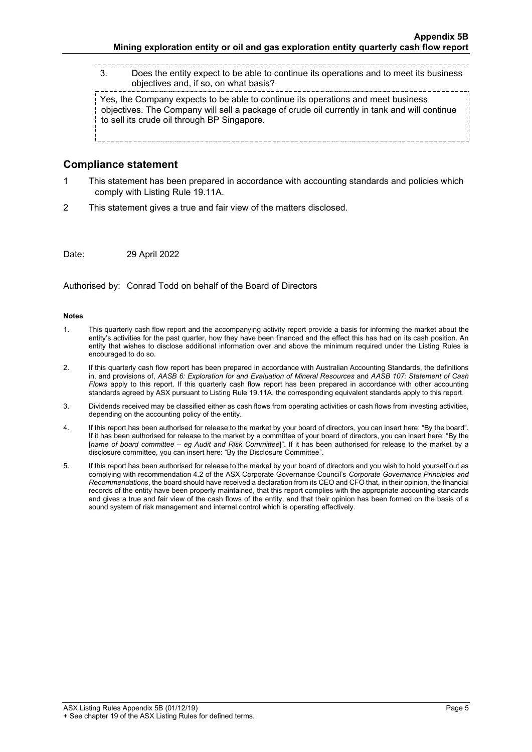3. Does the entity expect to be able to continue its operations and to meet its business objectives and, if so, on what basis?

Yes, the Company expects to be able to continue its operations and meet business objectives. The Company will sell a package of crude oil currently in tank and will continue to sell its crude oil through BP Singapore.

## Compliance statement

1 This statement has been prepared in accordance with accounting standards and policies which comply with Listing Rule 19.11A.

2 This statement gives a true and fair view of the matters disclosed.

Date: 29 April 2022

Authorised by: Conrad Todd on behalf of the Board of Directors

#### Notes

1. This quarterly cash flow report and the accompanying activity report provide a basis for informing the market about the entity's activities for the past quarter, how they have been financed and the effect this has had on its cash position. An entity that wishes to disclose additional information over and above the minimum required under the Listing Rules is encouraged to do so.
2. If this quarterly cash flow report has been prepared in accordance with Australian Accounting Standards, the definitions in, and provisions of, *AASB 6: Exploration for and Evaluation of Mineral Resources* and *AASB 107: Statement of Cash Flows* apply to this report. If this quarterly cash flow report has been prepared in accordance with other accounting standards agreed by ASX pursuant to Listing Rule 19.11A, the corresponding equivalent standards apply to this report.
3. Dividends received may be classified either as cash flows from operating activities or cash flows from investing activities, depending on the accounting policy of the entity.
4. If this report has been authorised for release to the market by your board of directors, you can insert here: "By the board". If it has been authorised for release to the market by a committee of your board of directors, you can insert here: "By the [*name of board committee – eg Audit and Risk Committee*]". If it has been authorised for release to the market by a disclosure committee, you can insert here: "By the Disclosure Committee".
5. If this report has been authorised for release to the market by your board of directors and you wish to hold yourself out as complying with recommendation 4.2 of the ASX Corporate Governance Council's *Corporate Governance Principles and Recommendations*, the board should have received a declaration from its CEO and CFO that, in their opinion, the financial records of the entity have been properly maintained, that this report complies with the appropriate accounting standards and gives a true and fair view of the cash flows of the entity, and that their opinion has been formed on the basis of a sound system of risk management and internal control which is operating effectively.